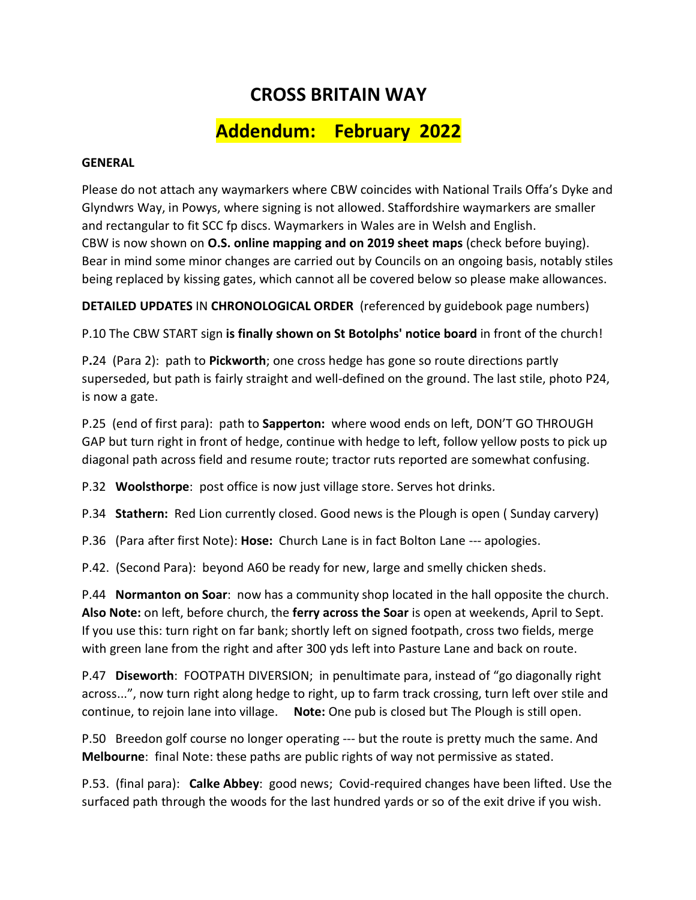# CROSS BRITAIN WAY

## Addendum: February 2022

**GENERAL**

Please do not attach any waymarkers where CBW coincides with National Trails Offa's Dyke and Glyndwrs Way, in Powys, where signing is not allowed. Staffordshire waymarkers are smaller and rectangular to fit SCC fp discs. Waymarkers in Wales are in Welsh and English.
CBW is now shown on **O.S. online mapping and on 2019 sheet maps** (check before buying). Bear in mind some minor changes are carried out by Councils on an ongoing basis, notably stiles being replaced by kissing gates, which cannot all be covered below so please make allowances.

**DETAILED UPDATES** IN **CHRONOLOGICAL ORDER** (referenced by guidebook page numbers)

P.10 The CBW START sign **is finally shown on St Botolphs' notice board** in front of the church!

P**.**24 (Para 2): path to **Pickworth**; one cross hedge has gone so route directions partly superseded, but path is fairly straight and well-defined on the ground. The last stile, photo P24, is now a gate.

P.25 (end of first para): path to **Sapperton:** where wood ends on left, DON'T GO THROUGH GAP but turn right in front of hedge, continue with hedge to left, follow yellow posts to pick up diagonal path across field and resume route; tractor ruts reported are somewhat confusing.

P.32 **Woolsthorpe**: post office is now just village store. Serves hot drinks.

P.34 **Stathern:** Red Lion currently closed. Good news is the Plough is open ( Sunday carvery)

P.36 (Para after first Note): **Hose:** Church Lane is in fact Bolton Lane --- apologies.

P.42. (Second Para): beyond A60 be ready for new, large and smelly chicken sheds.

P.44 **Normanton on Soar**: now has a community shop located in the hall opposite the church. **Also Note:** on left, before church, the **ferry across the Soar** is open at weekends, April to Sept. If you use this: turn right on far bank; shortly left on signed footpath, cross two fields, merge with green lane from the right and after 300 yds left into Pasture Lane and back on route.

P.47 **Diseworth**: FOOTPATH DIVERSION; in penultimate para, instead of "go diagonally right across...", now turn right along hedge to right, up to farm track crossing, turn left over stile and continue, to rejoin lane into village. **Note:** One pub is closed but The Plough is still open.

P.50 Breedon golf course no longer operating --- but the route is pretty much the same. And **Melbourne**: final Note: these paths are public rights of way not permissive as stated.

P.53. (final para): **Calke Abbey**: good news; Covid-required changes have been lifted. Use the surfaced path through the woods for the last hundred yards or so of the exit drive if you wish.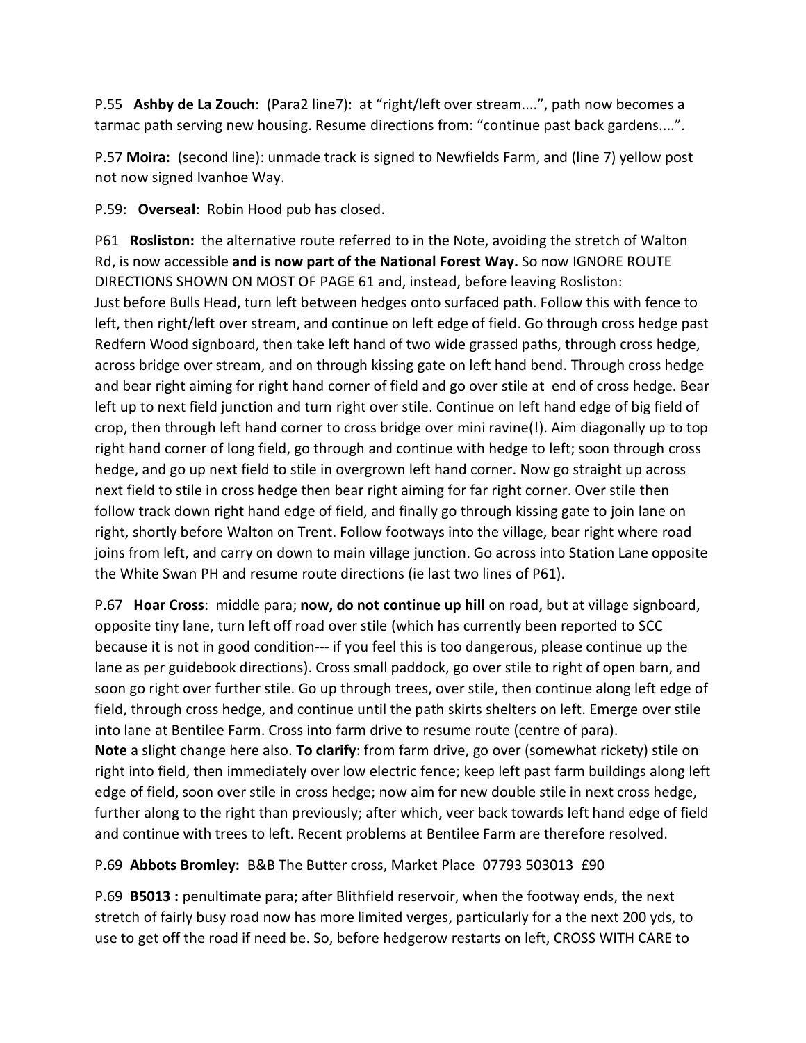P.55 **Ashby de La Zouch**: (Para2 line7): at "right/left over stream....", path now becomes a tarmac path serving new housing. Resume directions from: "continue past back gardens....".

P.57 **Moira:** (second line): unmade track is signed to Newfields Farm, and (line 7) yellow post not now signed Ivanhoe Way.

P.59: **Overseal**: Robin Hood pub has closed.

P61 **Rosliston:** the alternative route referred to in the Note, avoiding the stretch of Walton Rd, is now accessible **and is now part of the National Forest Way.** So now IGNORE ROUTE DIRECTIONS SHOWN ON MOST OF PAGE 61 and, instead, before leaving Rosliston:
Just before Bulls Head, turn left between hedges onto surfaced path. Follow this with fence to left, then right/left over stream, and continue on left edge of field. Go through cross hedge past Redfern Wood signboard, then take left hand of two wide grassed paths, through cross hedge, across bridge over stream, and on through kissing gate on left hand bend. Through cross hedge and bear right aiming for right hand corner of field and go over stile at end of cross hedge. Bear left up to next field junction and turn right over stile. Continue on left hand edge of big field of crop, then through left hand corner to cross bridge over mini ravine(!). Aim diagonally up to top right hand corner of long field, go through and continue with hedge to left; soon through cross hedge, and go up next field to stile in overgrown left hand corner. Now go straight up across next field to stile in cross hedge then bear right aiming for far right corner. Over stile then follow track down right hand edge of field, and finally go through kissing gate to join lane on right, shortly before Walton on Trent. Follow footways into the village, bear right where road joins from left, and carry on down to main village junction. Go across into Station Lane opposite the White Swan PH and resume route directions (ie last two lines of P61).

P.67 **Hoar Cross**: middle para; **now, do not continue up hill** on road, but at village signboard, opposite tiny lane, turn left off road over stile (which has currently been reported to SCC because it is not in good condition--- if you feel this is too dangerous, please continue up the lane as per guidebook directions). Cross small paddock, go over stile to right of open barn, and soon go right over further stile. Go up through trees, over stile, then continue along left edge of field, through cross hedge, and continue until the path skirts shelters on left. Emerge over stile into lane at Bentilee Farm. Cross into farm drive to resume route (centre of para).
**Note** a slight change here also. **To clarify**: from farm drive, go over (somewhat rickety) stile on right into field, then immediately over low electric fence; keep left past farm buildings along left edge of field, soon over stile in cross hedge; now aim for new double stile in next cross hedge, further along to the right than previously; after which, veer back towards left hand edge of field and continue with trees to left. Recent problems at Bentilee Farm are therefore resolved.

P.69 **Abbots Bromley:** B&B The Butter cross, Market Place 07793 503013 £90

P.69 **B5013 :** penultimate para; after Blithfield reservoir, when the footway ends, the next stretch of fairly busy road now has more limited verges, particularly for a the next 200 yds, to use to get off the road if need be. So, before hedgerow restarts on left, CROSS WITH CARE to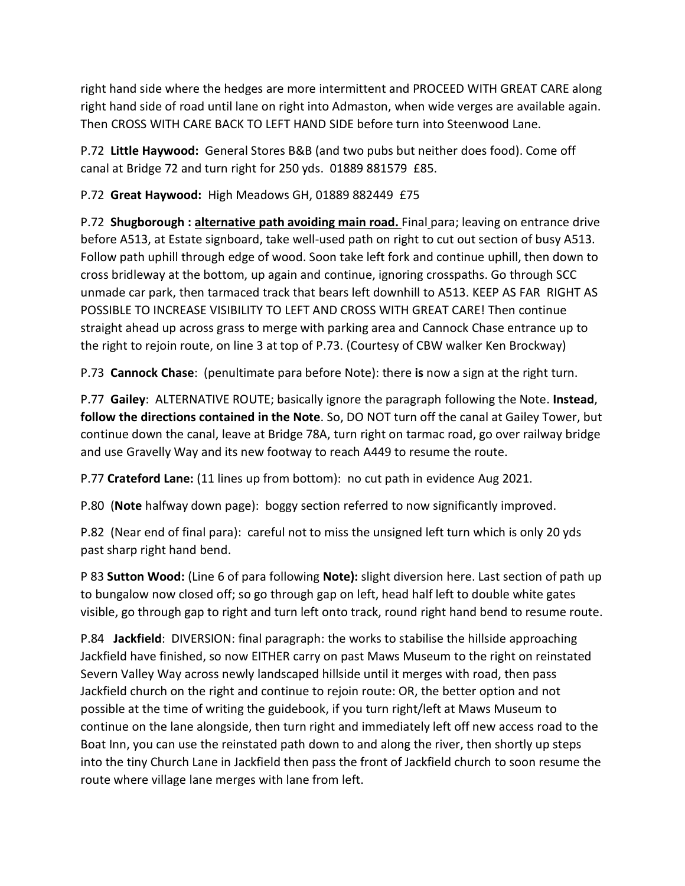right hand side where the hedges are more intermittent and PROCEED WITH GREAT CARE along right hand side of road until lane on right into Admaston, when wide verges are available again. Then CROSS WITH CARE BACK TO LEFT HAND SIDE before turn into Steenwood Lane.

P.72 **Little Haywood:** General Stores B&B (and two pubs but neither does food). Come off canal at Bridge 72 and turn right for 250 yds. 01889 881579 £85.

P.72 **Great Haywood:** High Meadows GH, 01889 882449 £75

P.72 **Shugborough : <u>alternative path avoiding main road.</u>** Final para; leaving on entrance drive before A513, at Estate signboard, take well-used path on right to cut out section of busy A513. Follow path uphill through edge of wood. Soon take left fork and continue uphill, then down to cross bridleway at the bottom, up again and continue, ignoring crosspaths. Go through SCC unmade car park, then tarmaced track that bears left downhill to A513. KEEP AS FAR RIGHT AS POSSIBLE TO INCREASE VISIBILITY TO LEFT AND CROSS WITH GREAT CARE! Then continue straight ahead up across grass to merge with parking area and Cannock Chase entrance up to the right to rejoin route, on line 3 at top of P.73. (Courtesy of CBW walker Ken Brockway)

P.73 **Cannock Chase**: (penultimate para before Note): there **is** now a sign at the right turn.

P.77 **Gailey**: ALTERNATIVE ROUTE; basically ignore the paragraph following the Note. **Instead**, **follow the directions contained in the Note**. So, DO NOT turn off the canal at Gailey Tower, but continue down the canal, leave at Bridge 78A, turn right on tarmac road, go over railway bridge and use Gravelly Way and its new footway to reach A449 to resume the route.

P.77 **Crateford Lane:** (11 lines up from bottom): no cut path in evidence Aug 2021.

P.80 (**Note** halfway down page): boggy section referred to now significantly improved.

P.82 (Near end of final para): careful not to miss the unsigned left turn which is only 20 yds past sharp right hand bend.

P 83 **Sutton Wood:** (Line 6 of para following **Note):** slight diversion here. Last section of path up to bungalow now closed off; so go through gap on left, head half left to double white gates visible, go through gap to right and turn left onto track, round right hand bend to resume route.

P.84 **Jackfield**: DIVERSION: final paragraph: the works to stabilise the hillside approaching Jackfield have finished, so now EITHER carry on past Maws Museum to the right on reinstated Severn Valley Way across newly landscaped hillside until it merges with road, then pass Jackfield church on the right and continue to rejoin route: OR, the better option and not possible at the time of writing the guidebook, if you turn right/left at Maws Museum to continue on the lane alongside, then turn right and immediately left off new access road to the Boat Inn, you can use the reinstated path down to and along the river, then shortly up steps into the tiny Church Lane in Jackfield then pass the front of Jackfield church to soon resume the route where village lane merges with lane from left.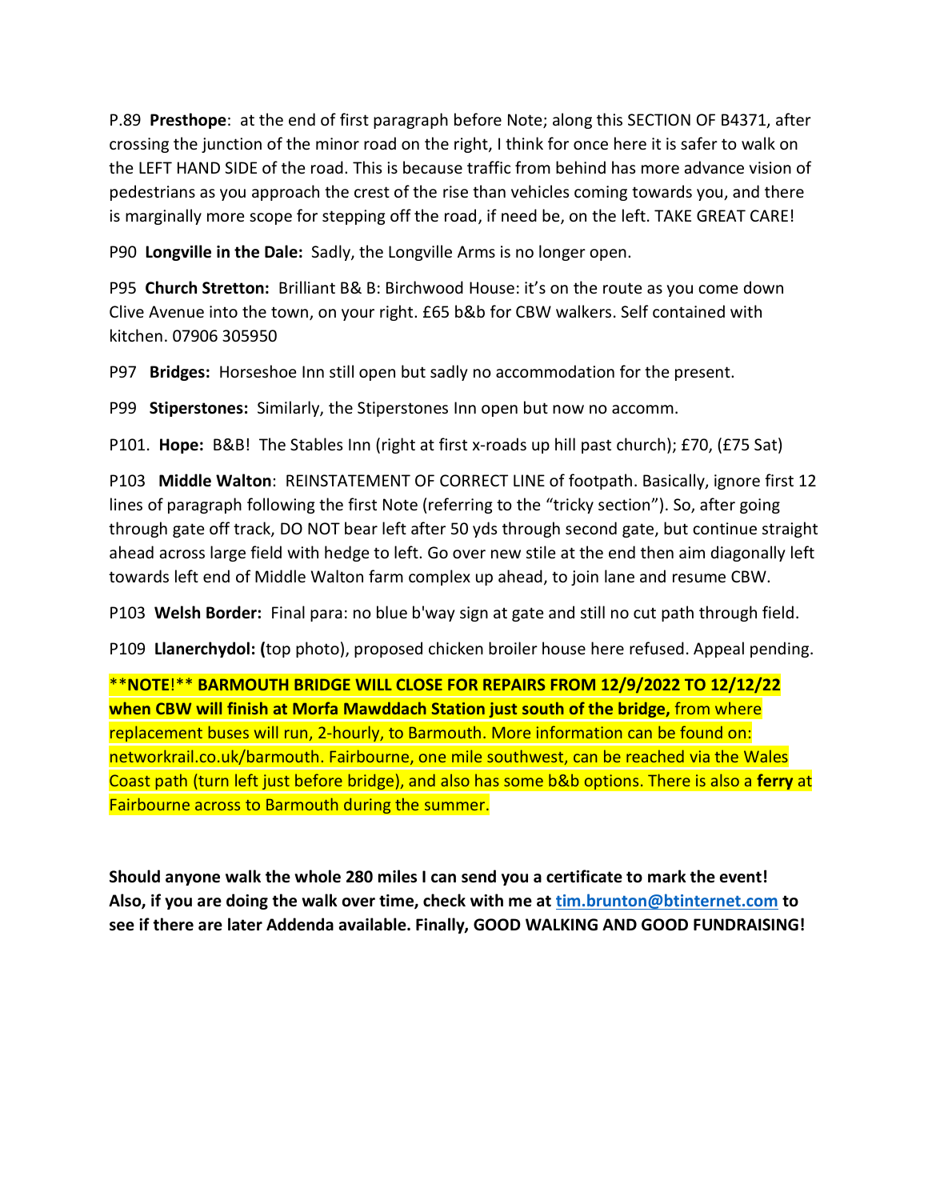P.89 **Presthope**: at the end of first paragraph before Note; along this SECTION OF B4371, after crossing the junction of the minor road on the right, I think for once here it is safer to walk on the LEFT HAND SIDE of the road. This is because traffic from behind has more advance vision of pedestrians as you approach the crest of the rise than vehicles coming towards you, and there is marginally more scope for stepping off the road, if need be, on the left. TAKE GREAT CARE!

P90 **Longville in the Dale:** Sadly, the Longville Arms is no longer open.

P95 **Church Stretton:** Brilliant B& B: Birchwood House: it's on the route as you come down Clive Avenue into the town, on your right. £65 b&b for CBW walkers. Self contained with kitchen. 07906 305950

P97 **Bridges:** Horseshoe Inn still open but sadly no accommodation for the present.

P99 **Stiperstones:** Similarly, the Stiperstones Inn open but now no accomm.

P101. **Hope:** B&B! The Stables Inn (right at first x-roads up hill past church); £70, (£75 Sat)

P103 **Middle Walton**: REINSTATEMENT OF CORRECT LINE of footpath. Basically, ignore first 12 lines of paragraph following the first Note (referring to the "tricky section"). So, after going through gate off track, DO NOT bear left after 50 yds through second gate, but continue straight ahead across large field with hedge to left. Go over new stile at the end then aim diagonally left towards left end of Middle Walton farm complex up ahead, to join lane and resume CBW.

P103 **Welsh Border:** Final para: no blue b'way sign at gate and still no cut path through field.

P109 **Llanerchydol: (**top photo), proposed chicken broiler house here refused. Appeal pending.

\*\***NOTE**!\*\* **BARMOUTH BRIDGE WILL CLOSE FOR REPAIRS FROM 12/9/2022 TO 12/12/22 when CBW will finish at Morfa Mawddach Station just south of the bridge,** from where replacement buses will run, 2-hourly, to Barmouth. More information can be found on: networkrail.co.uk/barmouth. Fairbourne, one mile southwest, can be reached via the Wales Coast path (turn left just before bridge), and also has some b&b options. There is also a **ferry** at Fairbourne across to Barmouth during the summer.

**Should anyone walk the whole 280 miles I can send you a certificate to mark the event! Also, if you are doing the walk over time, check with me at tim.brunton@btinternet.com to see if there are later Addenda available. Finally, GOOD WALKING AND GOOD FUNDRAISING!**